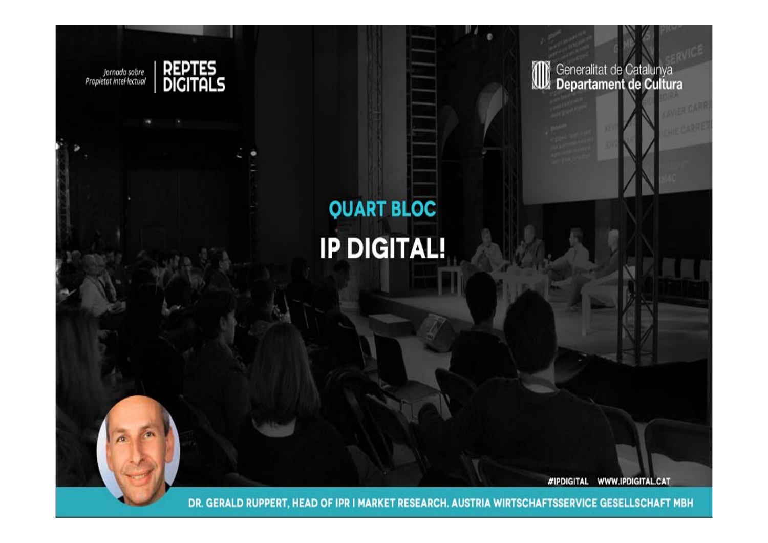*Jornada sobre Propietat intel·lectual*

**REPTES DIGITALS**

Generalitat de Catalunya
**Departament de Cultura**

## QUART BLOC

# IP DIGITAL!

#IPDIGITAL WWW.IPDIGITAL.CAT

**DR. GERALD RUPPERT, HEAD OF IPR I MARKET RESEARCH. AUSTRIA WIRTSCHAFTSSERVICE GESELLSCHAFT MBH**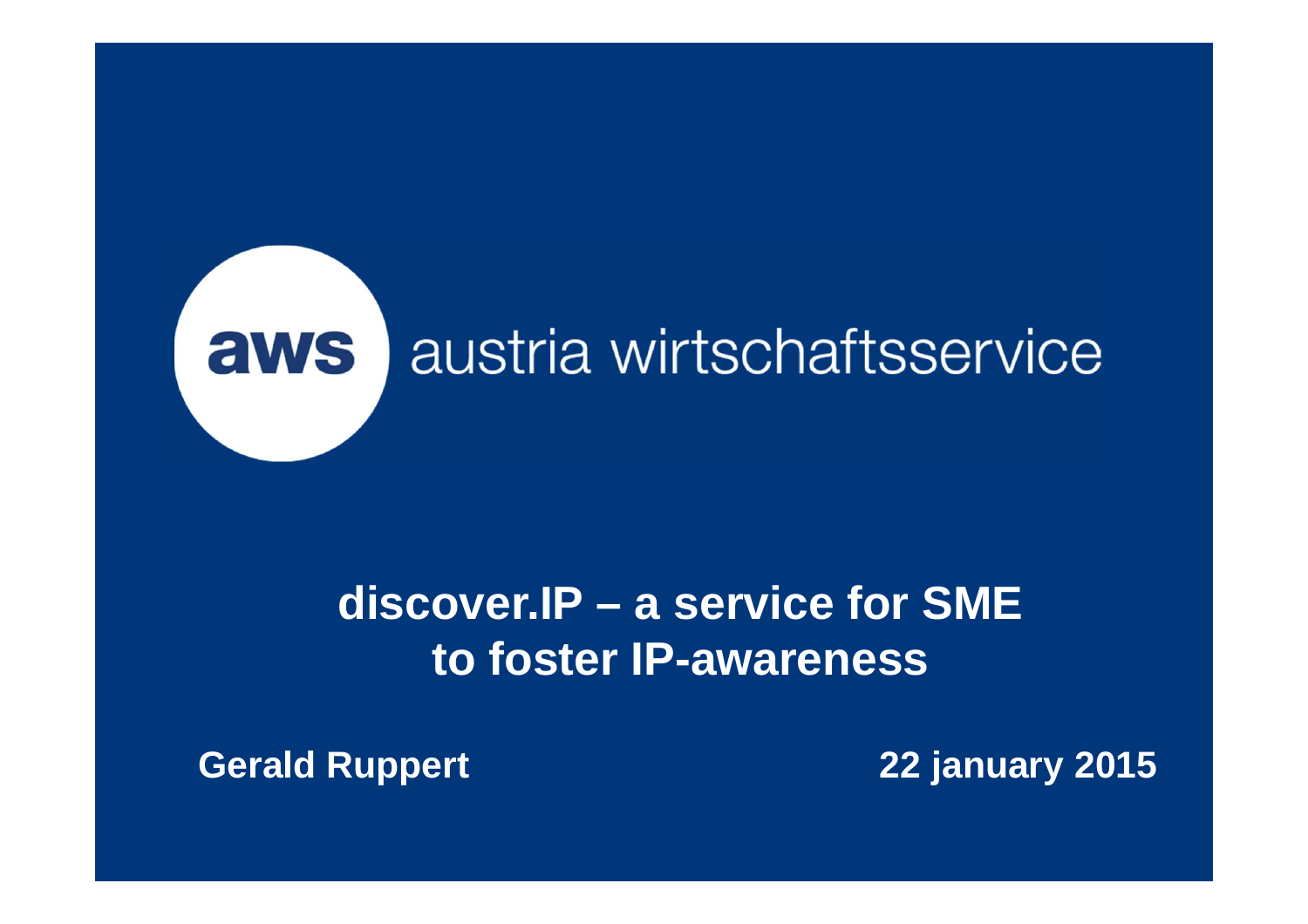aws austria wirtschaftsservice

# discover.IP – a service for SME to foster IP-awareness

**Gerald Ruppert**

**22 january 2015**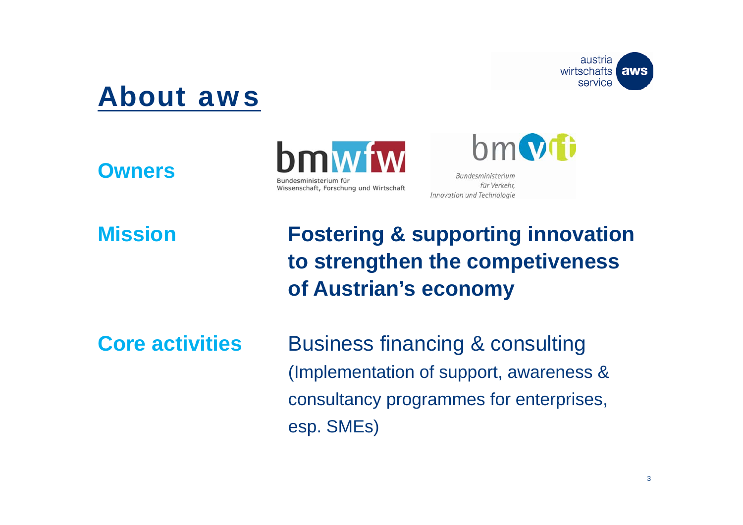# About aws

**Owners**

bmwfw
Bundesministerium für Wissenschaft, Forschung und Wirtschaft

bmvit
Bundesministerium für Verkehr, Innovation und Technologie

**Mission**

**Fostering & supporting innovation to strengthen the competiveness of Austrian's economy**

**Core activities**

Business financing & consulting
(Implementation of support, awareness & consultancy programmes for enterprises, esp. SMEs)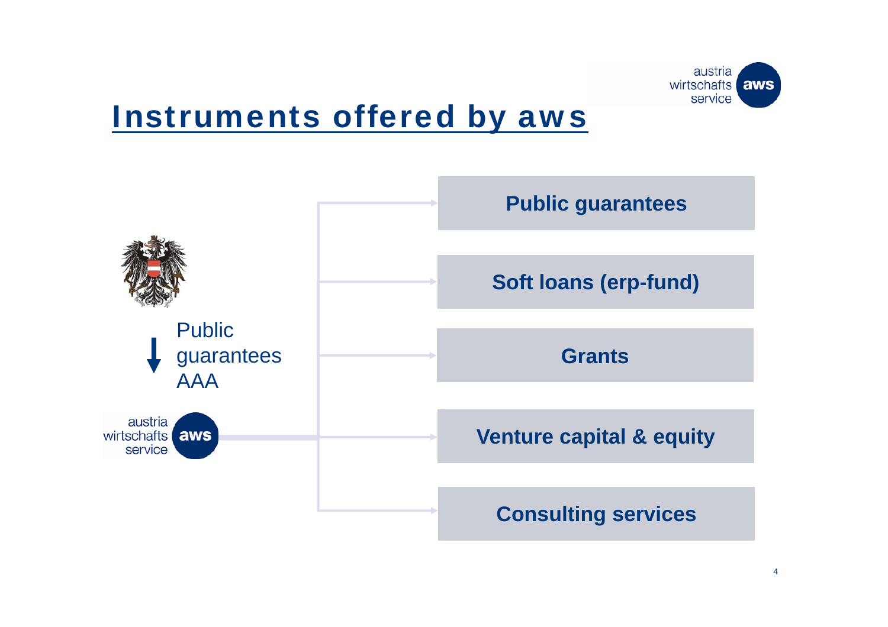# Instruments offered by aws

Public guarantees AAA

austria wirtschafts service **aws**

- **Public guarantees**
- **Soft loans (erp-fund)**
- **Grants**
- **Venture capital & equity**
- **Consulting services**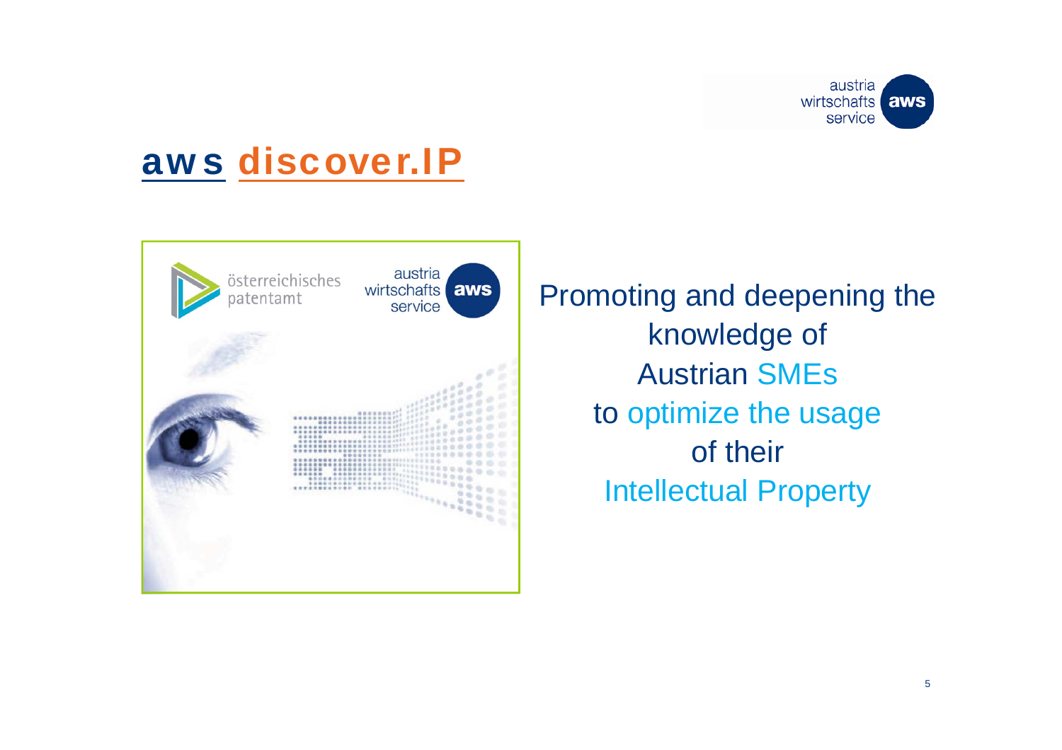# aws discover.IP

Promoting and deepening the knowledge of Austrian SMEs to optimize the usage of their Intellectual Property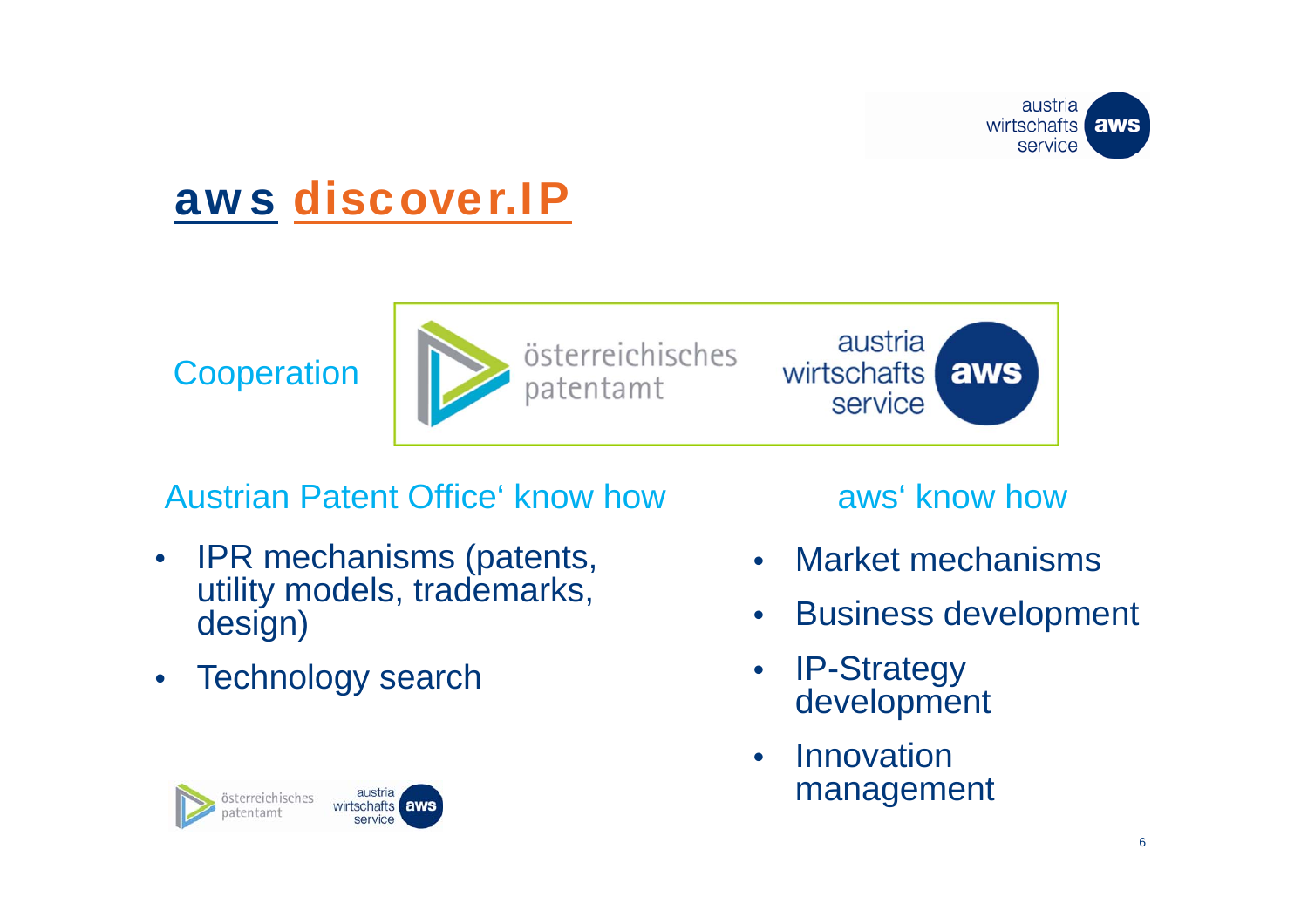# aws discover.IP

Cooperation

österreichisches patentamt | austria wirtschafts service aws

## Austrian Patent Office' know how

- IPR mechanisms (patents, utility models, trademarks, design)
- Technology search

## aws' know how

- Market mechanisms
- Business development
- IP-Strategy development
- Innovation management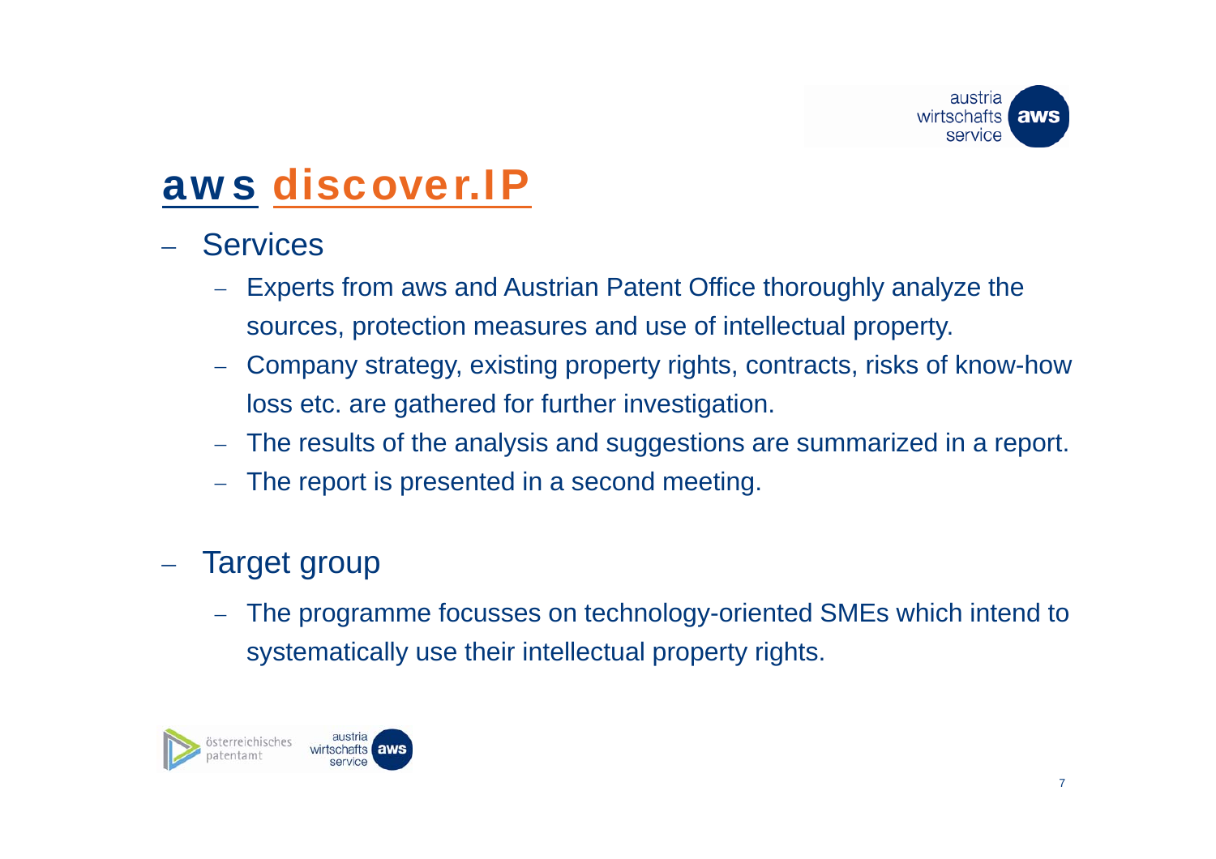# aws discover.IP

- Services
  - Experts from aws and Austrian Patent Office thoroughly analyze the sources, protection measures and use of intellectual property.
  - Company strategy, existing property rights, contracts, risks of know-how loss etc. are gathered for further investigation.
  - The results of the analysis and suggestions are summarized in a report.
  - The report is presented in a second meeting.

- Target group
  - The programme focusses on technology-oriented SMEs which intend to systematically use their intellectual property rights.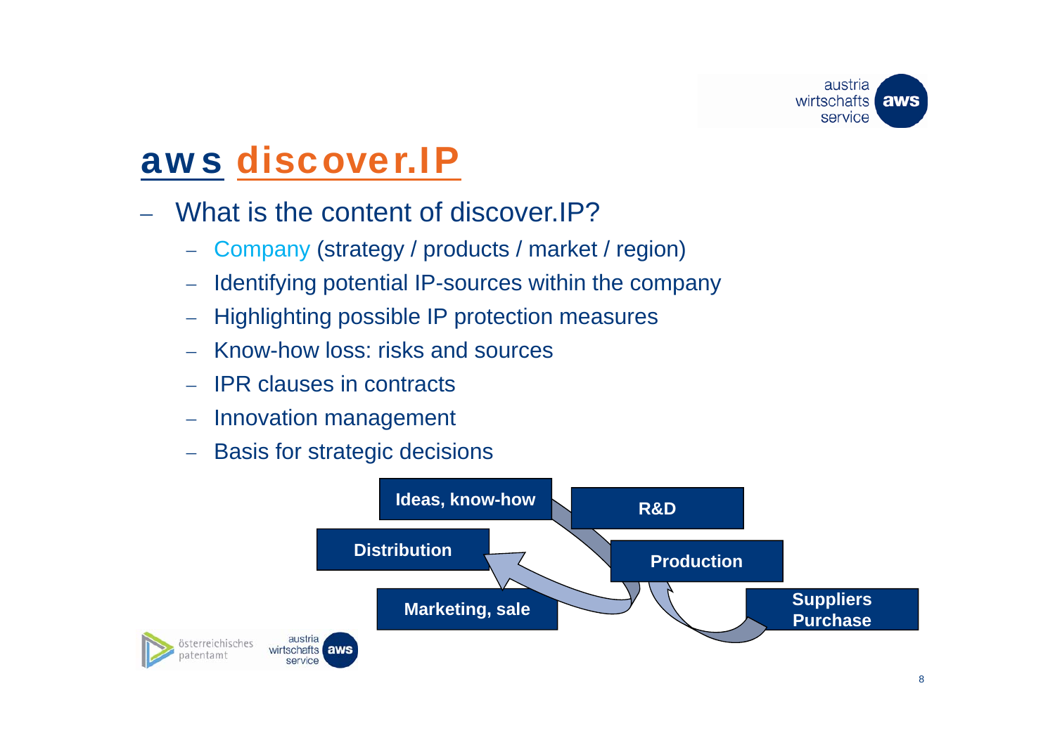# aws discover.IP

- What is the content of discover.IP?
  - Company (strategy / products / market / region)
  - Identifying potential IP-sources within the company
  - Highlighting possible IP protection measures
  - Know-how loss: risks and sources
  - IPR clauses in contracts
  - Innovation management
  - Basis for strategic decisions

Ideas, know-how

R&D

Distribution

Production

Marketing, sale

Suppliers Purchase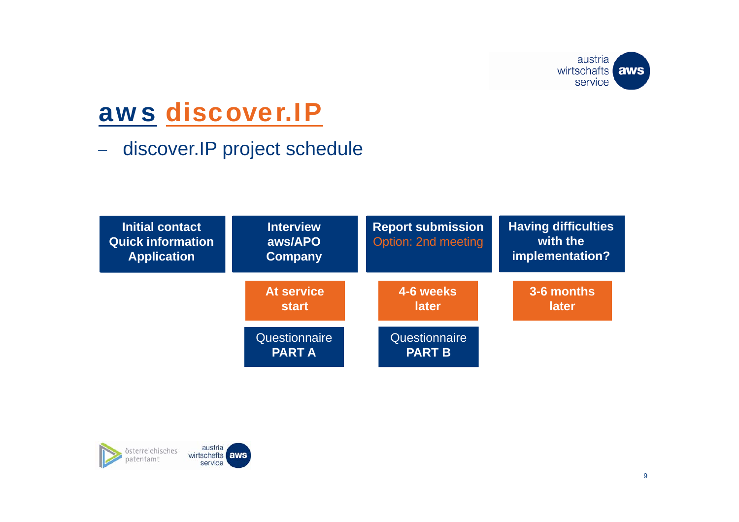# aws discover.IP

– discover.IP project schedule

| Initial contact Quick information Application | Interview aws/APO Company | Report submission Option: 2nd meeting | Having difficulties with the implementation? |
|---|---|---|---|
| | **At service start** | **4-6 weeks later** | **3-6 months later** |
| | Questionnaire **PART A** | Questionnaire **PART B** | |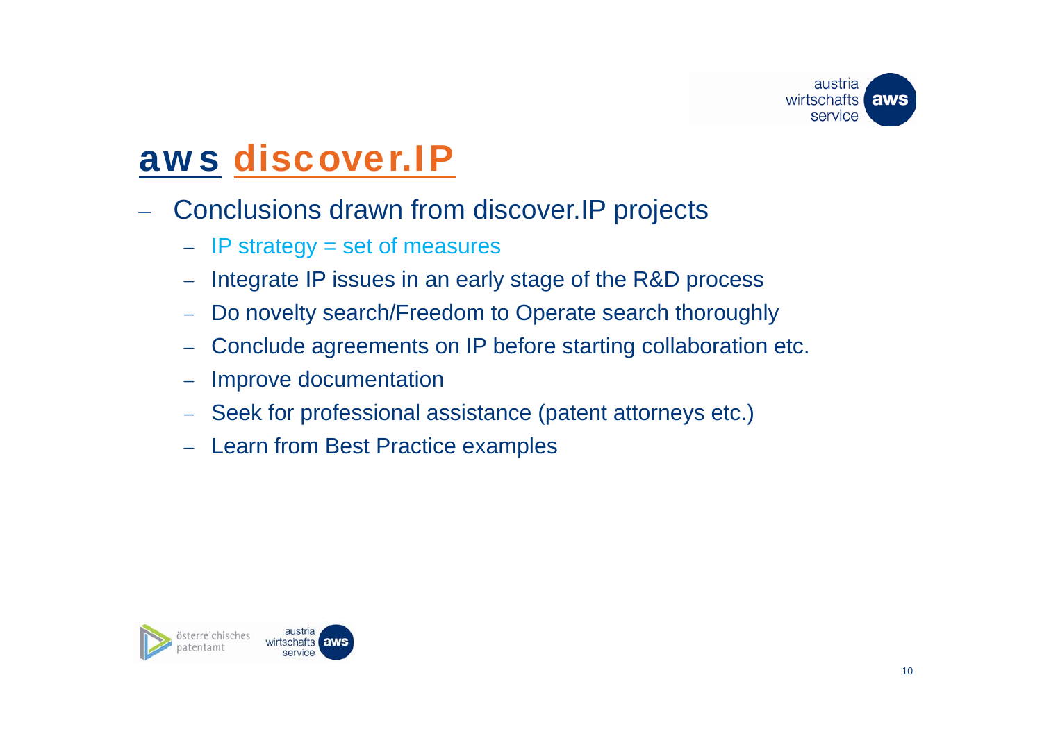# aws discover.IP

- Conclusions drawn from discover.IP projects
  - IP strategy = set of measures
  - Integrate IP issues in an early stage of the R&D process
  - Do novelty search/Freedom to Operate search thoroughly
  - Conclude agreements on IP before starting collaboration etc.
  - Improve documentation
  - Seek for professional assistance (patent attorneys etc.)
  - Learn from Best Practice examples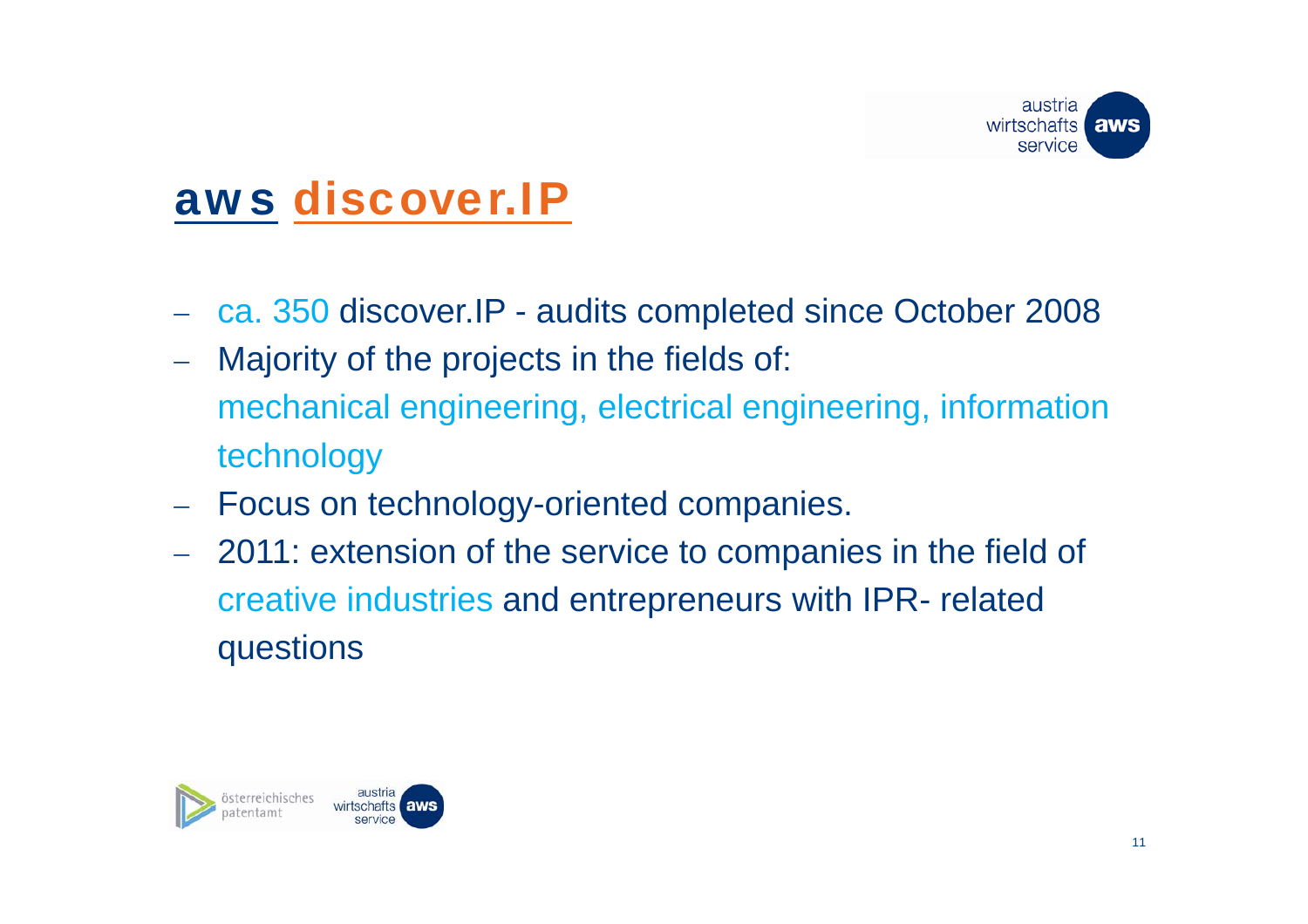# aws discover.IP

- ca. 350 discover.IP - audits completed since October 2008
- Majority of the projects in the fields of:
  mechanical engineering, electrical engineering, information technology
- Focus on technology-oriented companies.
- 2011: extension of the service to companies in the field of creative industries and entrepreneurs with IPR- related questions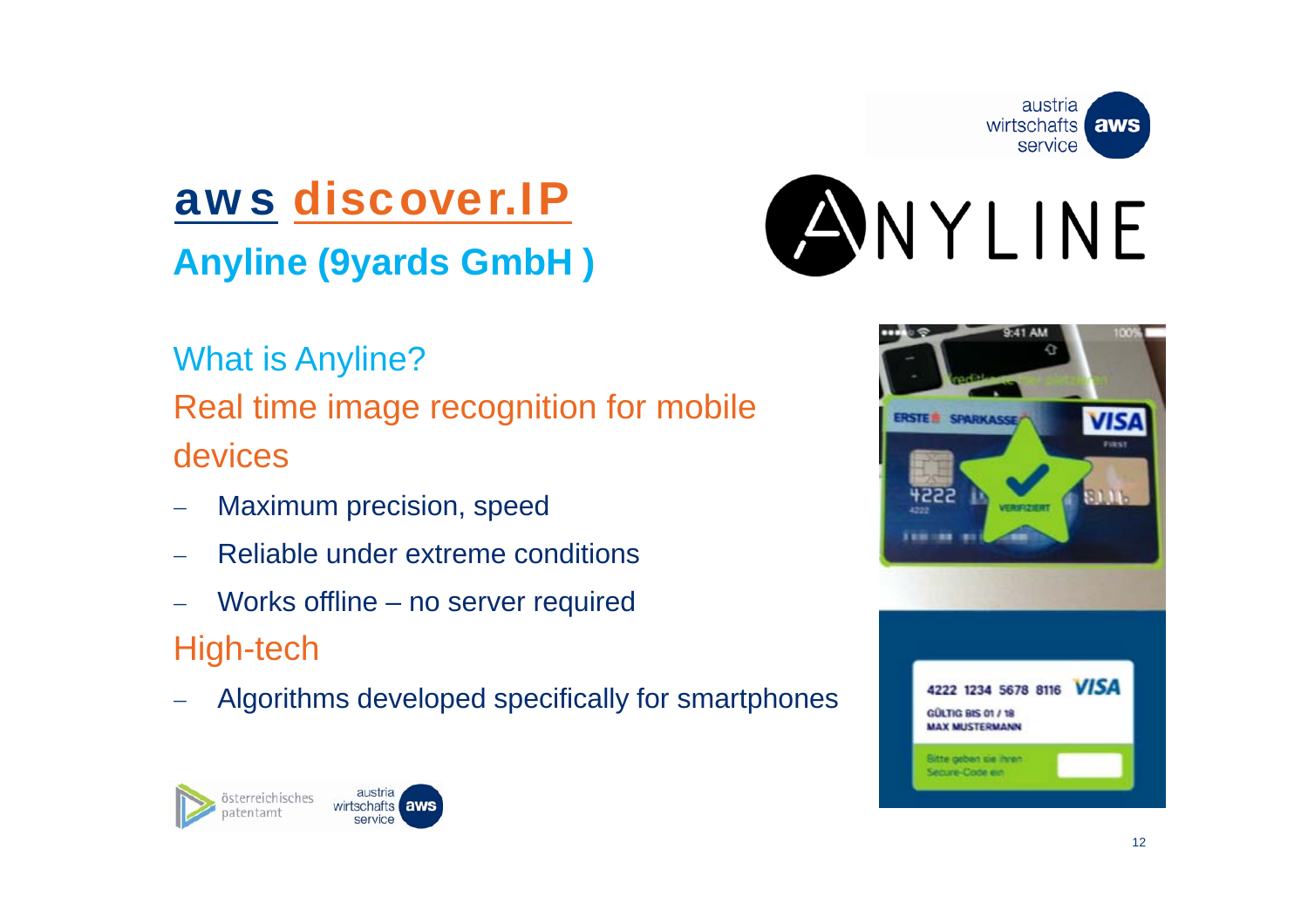# aws discover.IP

## Anyline (9yards GmbH )

What is Anyline?

Real time image recognition for mobile devices

- Maximum precision, speed
- Reliable under extreme conditions
- Works offline – no server required

High-tech

- Algorithms developed specifically for smartphones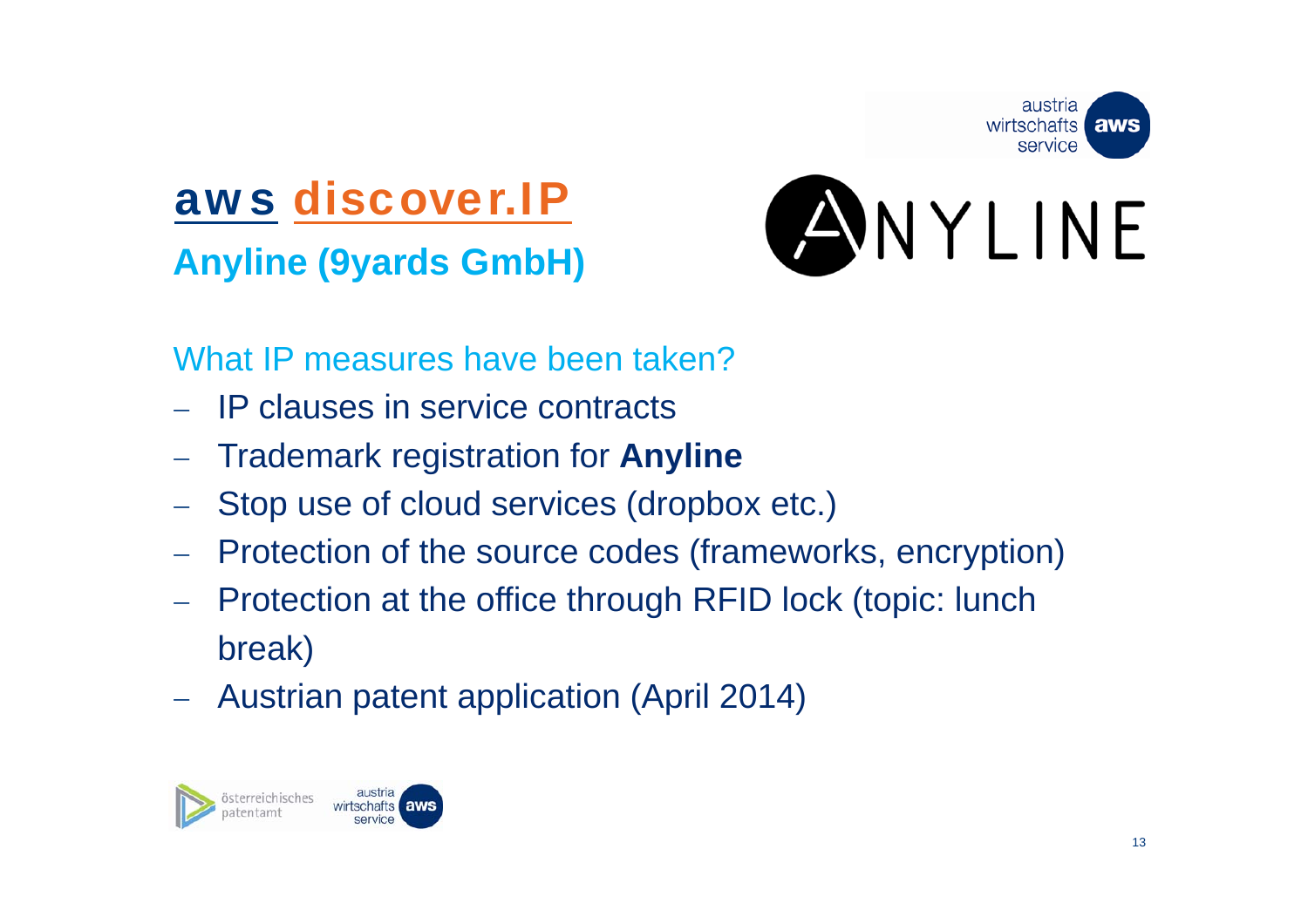# aws discover.IP

## Anyline (9yards GmbH)

ANYLINE

What IP measures have been taken?

- IP clauses in service contracts
- Trademark registration for **Anyline**
- Stop use of cloud services (dropbox etc.)
- Protection of the source codes (frameworks, encryption)
- Protection at the office through RFID lock (topic: lunch break)
- Austrian patent application (April 2014)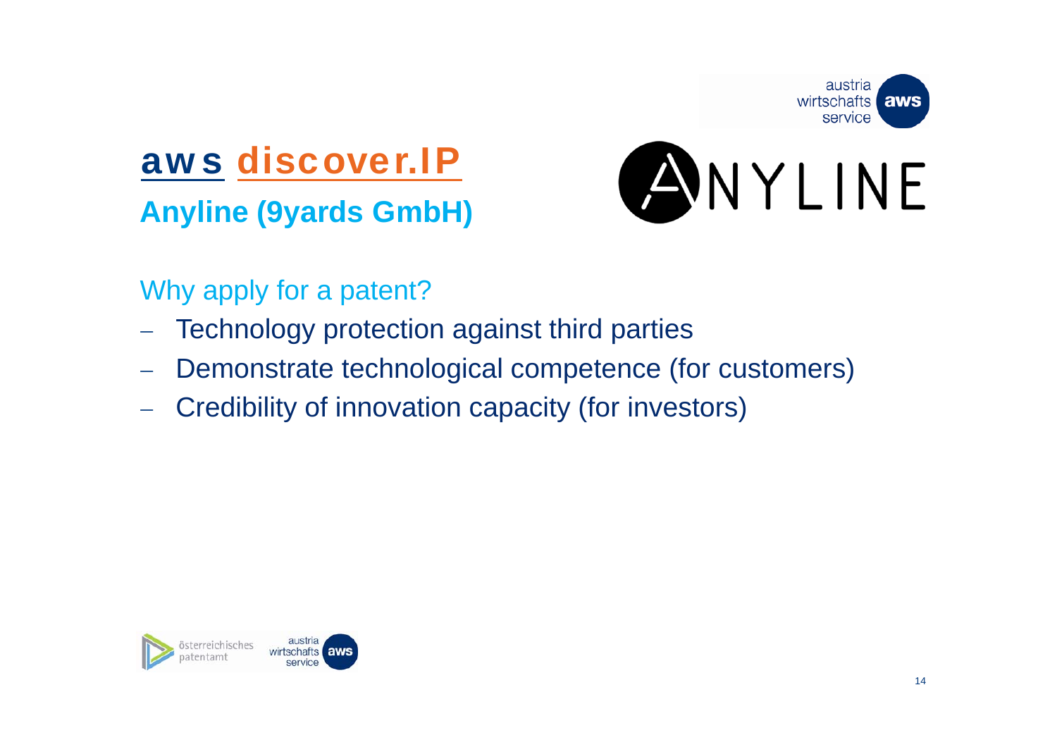# aws discover.IP

## Anyline (9yards GmbH)

ANYLINE

### Why apply for a patent?

- Technology protection against third parties
- Demonstrate technological competence (for customers)
- Credibility of innovation capacity (for investors)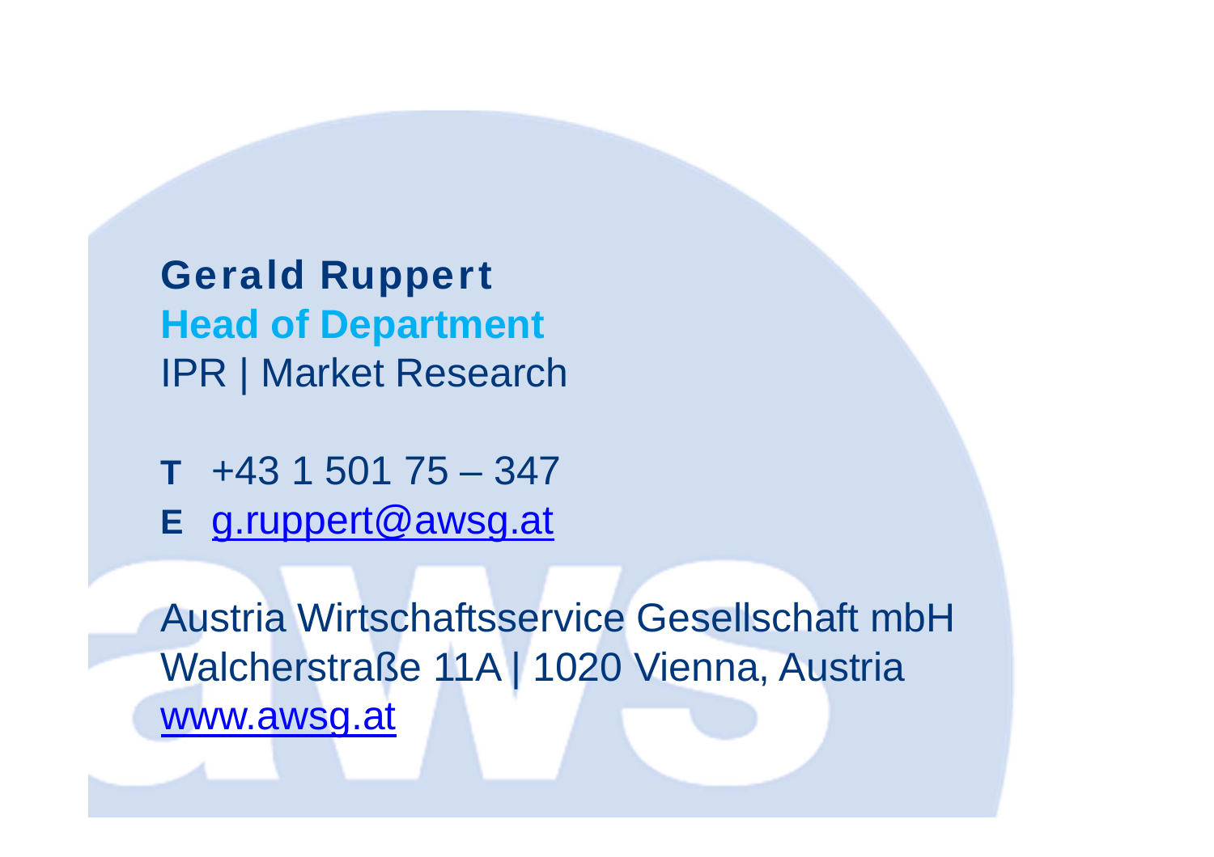**Gerald Ruppert**
**Head of Department**
IPR | Market Research

**T** +43 1 501 75 – 347
**E** g.ruppert@awsg.at

Austria Wirtschaftsservice Gesellschaft mbH
Walcherstraße 11A | 1020 Vienna, Austria
www.awsg.at